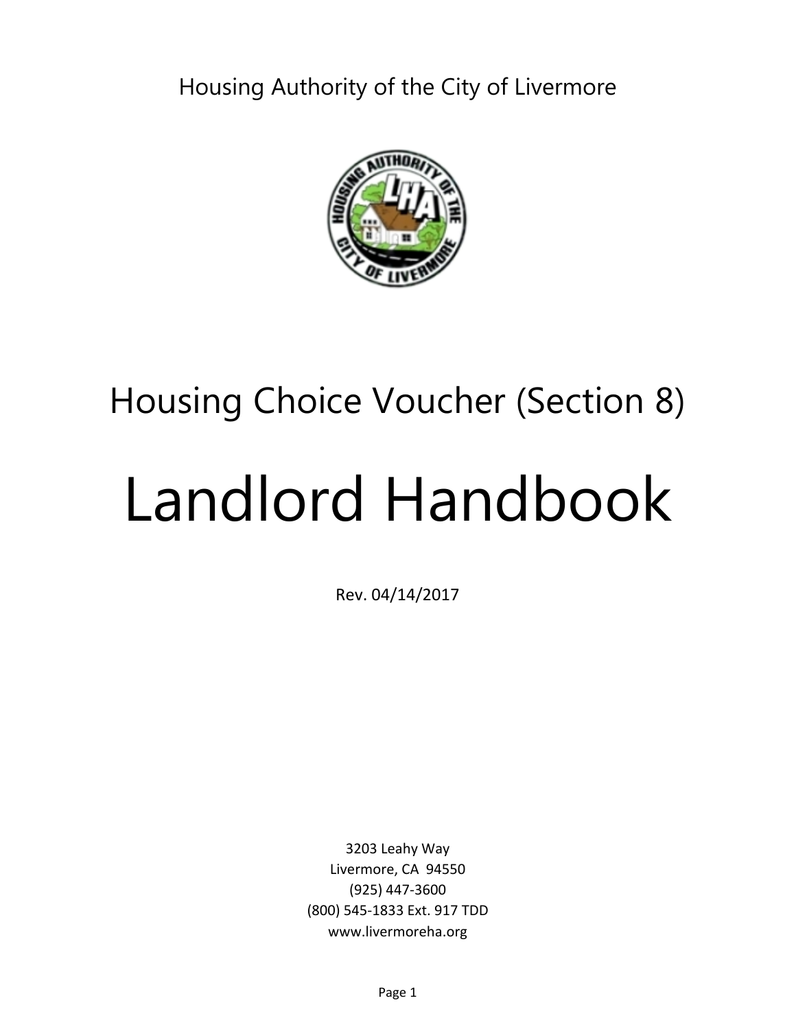Housing Authority of the City of Livermore

# Housing Choice Voucher (Section 8)

# Landlord Handbook

Rev. 04/14/2017

3203 Leahy Way
Livermore, CA 94550
(925) 447-3600
(800) 545-1833 Ext. 917 TDD
www.livermoreha.org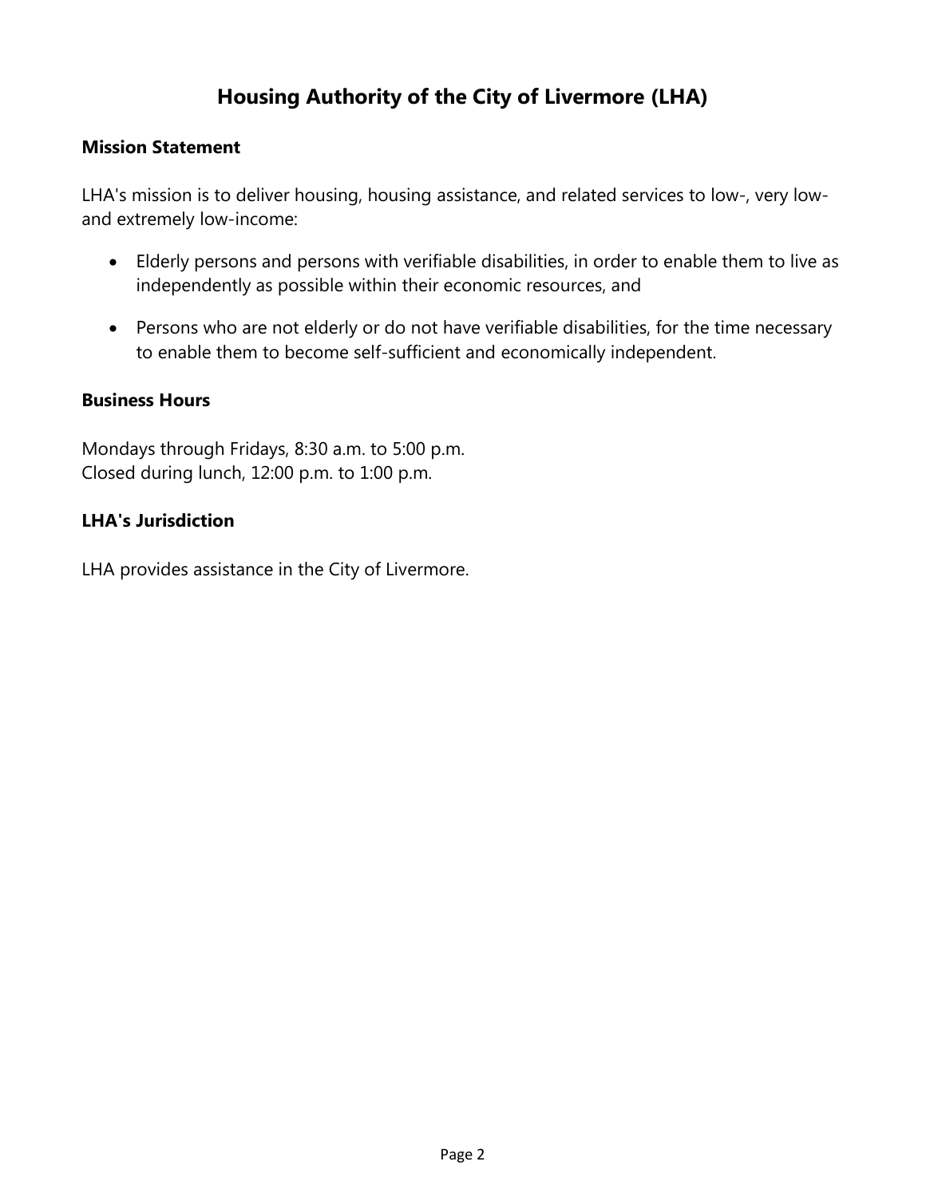# Housing Authority of the City of Livermore (LHA)

## Mission Statement

LHA's mission is to deliver housing, housing assistance, and related services to low-, very low- and extremely low-income:

- Elderly persons and persons with verifiable disabilities, in order to enable them to live as independently as possible within their economic resources, and
- Persons who are not elderly or do not have verifiable disabilities, for the time necessary to enable them to become self-sufficient and economically independent.

## Business Hours

Mondays through Fridays, 8:30 a.m. to 5:00 p.m.
Closed during lunch, 12:00 p.m. to 1:00 p.m.

## LHA's Jurisdiction

LHA provides assistance in the City of Livermore.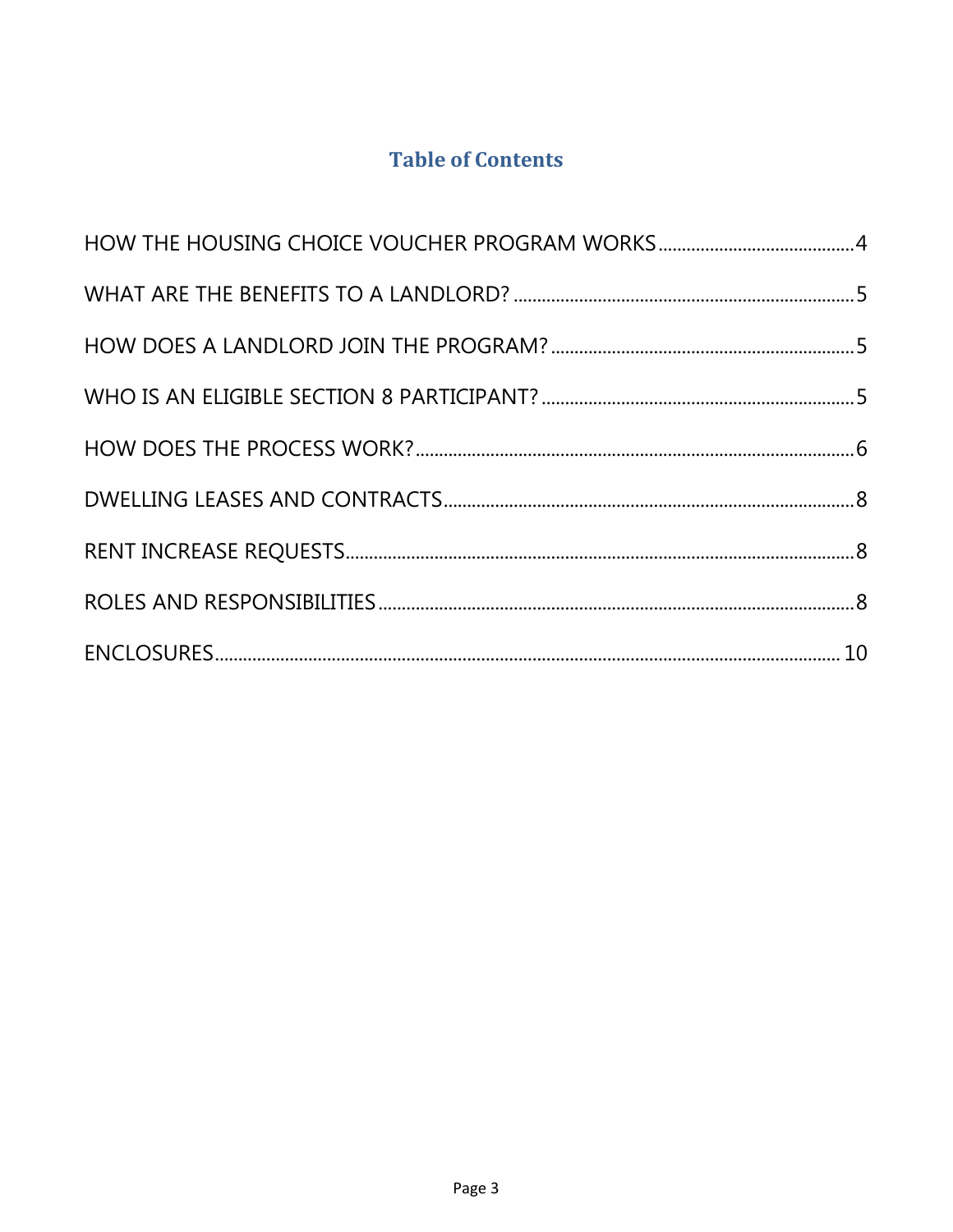## Table of Contents

HOW THE HOUSING CHOICE VOUCHER PROGRAM WORKS ........................................ 4

WHAT ARE THE BENEFITS TO A LANDLORD? ........................................ 5

HOW DOES A LANDLORD JOIN THE PROGRAM? ........................................ 5

WHO IS AN ELIGIBLE SECTION 8 PARTICIPANT? ........................................ 5

HOW DOES THE PROCESS WORK? ........................................ 6

DWELLING LEASES AND CONTRACTS ........................................ 8

RENT INCREASE REQUESTS ........................................ 8

ROLES AND RESPONSIBILITIES ........................................ 8

ENCLOSURES ........................................ 10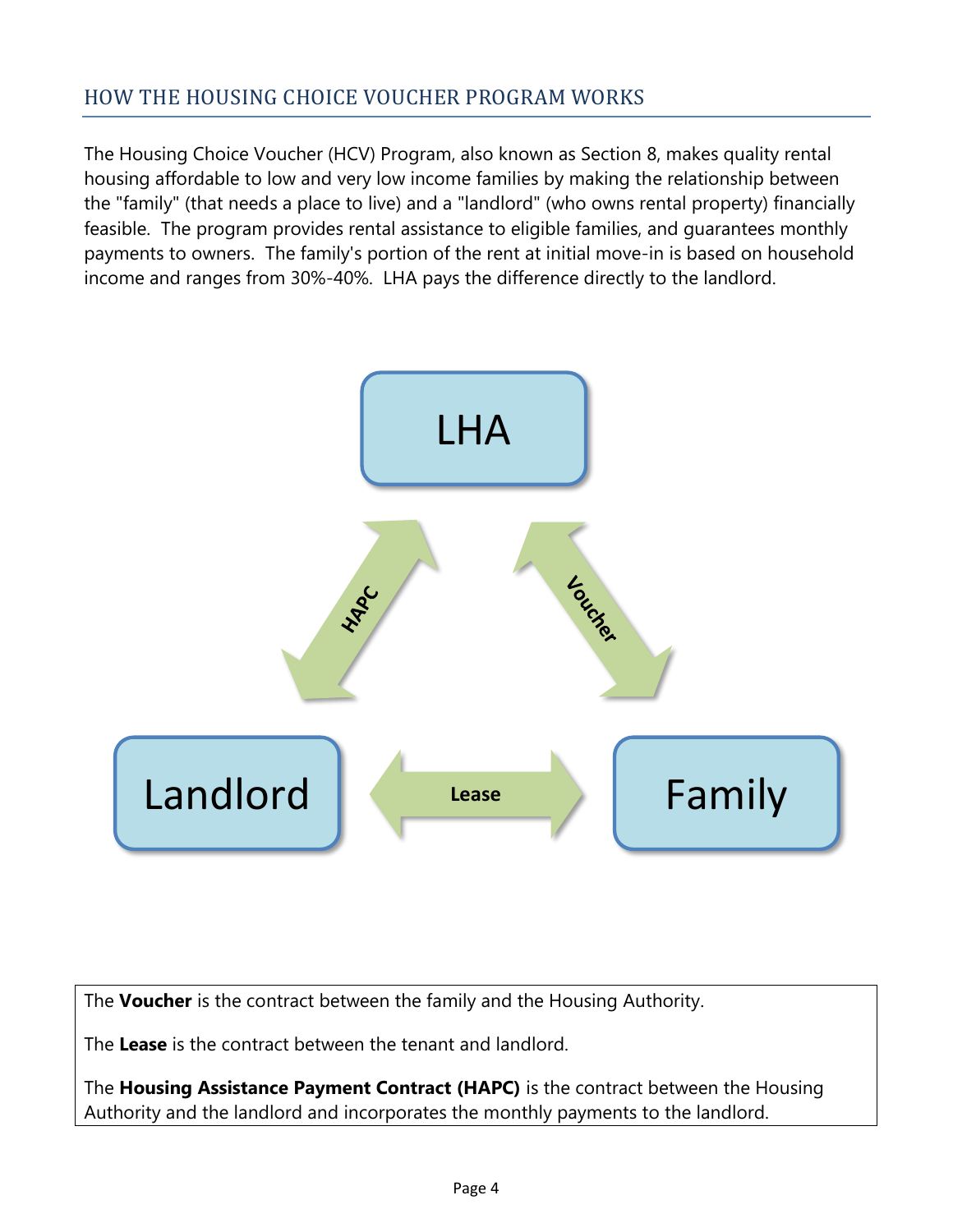## HOW THE HOUSING CHOICE VOUCHER PROGRAM WORKS

The Housing Choice Voucher (HCV) Program, also known as Section 8, makes quality rental housing affordable to low and very low income families by making the relationship between the "family" (that needs a place to live) and a "landlord" (who owns rental property) financially feasible. The program provides rental assistance to eligible families, and guarantees monthly payments to owners. The family's portion of the rent at initial move-in is based on household income and ranges from 30%-40%. LHA pays the difference directly to the landlord.

LHA

HAPC

Voucher

Landlord

Lease

Family

The **Voucher** is the contract between the family and the Housing Authority.

The **Lease** is the contract between the tenant and landlord.

The **Housing Assistance Payment Contract (HAPC)** is the contract between the Housing Authority and the landlord and incorporates the monthly payments to the landlord.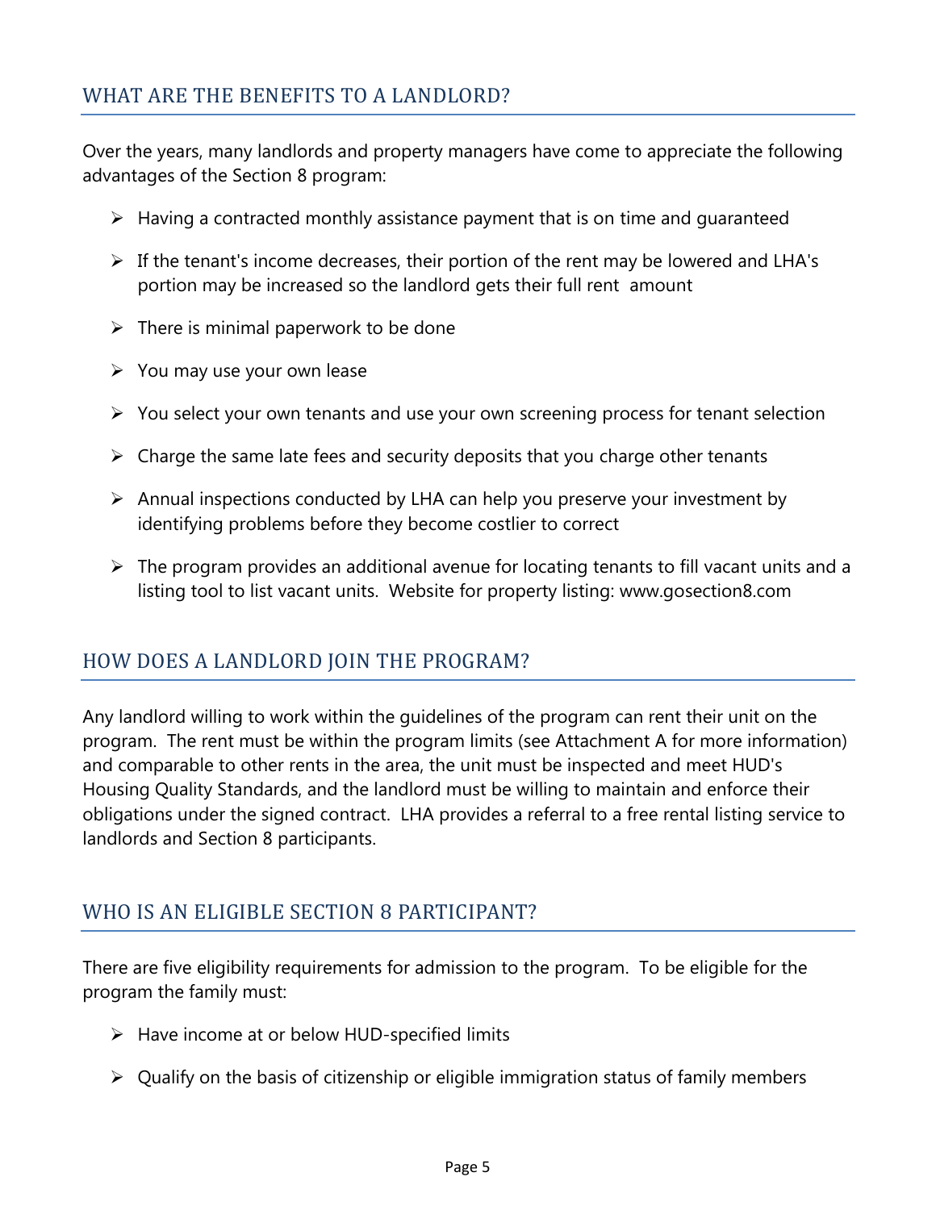## WHAT ARE THE BENEFITS TO A LANDLORD?

Over the years, many landlords and property managers have come to appreciate the following advantages of the Section 8 program:

- Having a contracted monthly assistance payment that is on time and guaranteed
- If the tenant's income decreases, their portion of the rent may be lowered and LHA's portion may be increased so the landlord gets their full rent amount
- There is minimal paperwork to be done
- You may use your own lease
- You select your own tenants and use your own screening process for tenant selection
- Charge the same late fees and security deposits that you charge other tenants
- Annual inspections conducted by LHA can help you preserve your investment by identifying problems before they become costlier to correct
- The program provides an additional avenue for locating tenants to fill vacant units and a listing tool to list vacant units. Website for property listing: www.gosection8.com

## HOW DOES A LANDLORD JOIN THE PROGRAM?

Any landlord willing to work within the guidelines of the program can rent their unit on the program. The rent must be within the program limits (see Attachment A for more information) and comparable to other rents in the area, the unit must be inspected and meet HUD's Housing Quality Standards, and the landlord must be willing to maintain and enforce their obligations under the signed contract. LHA provides a referral to a free rental listing service to landlords and Section 8 participants.

## WHO IS AN ELIGIBLE SECTION 8 PARTICIPANT?

There are five eligibility requirements for admission to the program. To be eligible for the program the family must:

- Have income at or below HUD-specified limits
- Qualify on the basis of citizenship or eligible immigration status of family members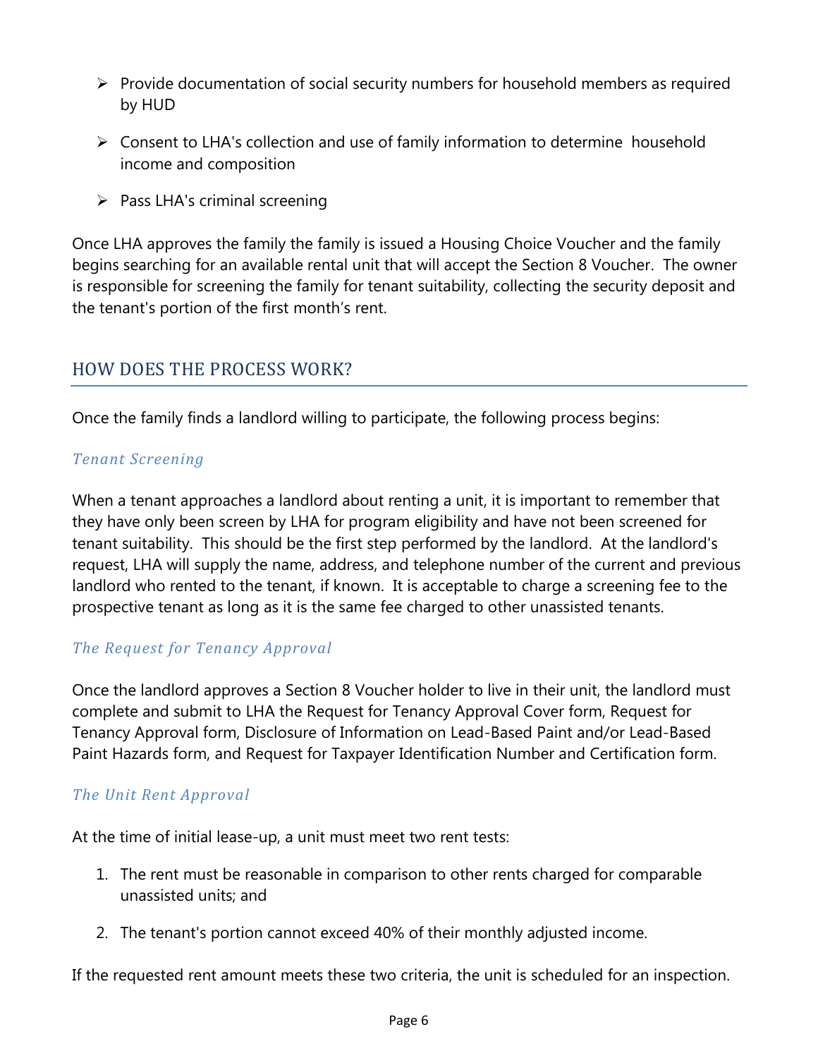- Provide documentation of social security numbers for household members as required by HUD
- Consent to LHA's collection and use of family information to determine household income and composition
- Pass LHA's criminal screening

Once LHA approves the family the family is issued a Housing Choice Voucher and the family begins searching for an available rental unit that will accept the Section 8 Voucher. The owner is responsible for screening the family for tenant suitability, collecting the security deposit and the tenant's portion of the first month's rent.

## HOW DOES THE PROCESS WORK?

Once the family finds a landlord willing to participate, the following process begins:

### *Tenant Screening*

When a tenant approaches a landlord about renting a unit, it is important to remember that they have only been screen by LHA for program eligibility and have not been screened for tenant suitability. This should be the first step performed by the landlord. At the landlord's request, LHA will supply the name, address, and telephone number of the current and previous landlord who rented to the tenant, if known. It is acceptable to charge a screening fee to the prospective tenant as long as it is the same fee charged to other unassisted tenants.

### *The Request for Tenancy Approval*

Once the landlord approves a Section 8 Voucher holder to live in their unit, the landlord must complete and submit to LHA the Request for Tenancy Approval Cover form, Request for Tenancy Approval form, Disclosure of Information on Lead-Based Paint and/or Lead-Based Paint Hazards form, and Request for Taxpayer Identification Number and Certification form.

### *The Unit Rent Approval*

At the time of initial lease-up, a unit must meet two rent tests:

1. The rent must be reasonable in comparison to other rents charged for comparable unassisted units; and
2. The tenant's portion cannot exceed 40% of their monthly adjusted income.

If the requested rent amount meets these two criteria, the unit is scheduled for an inspection.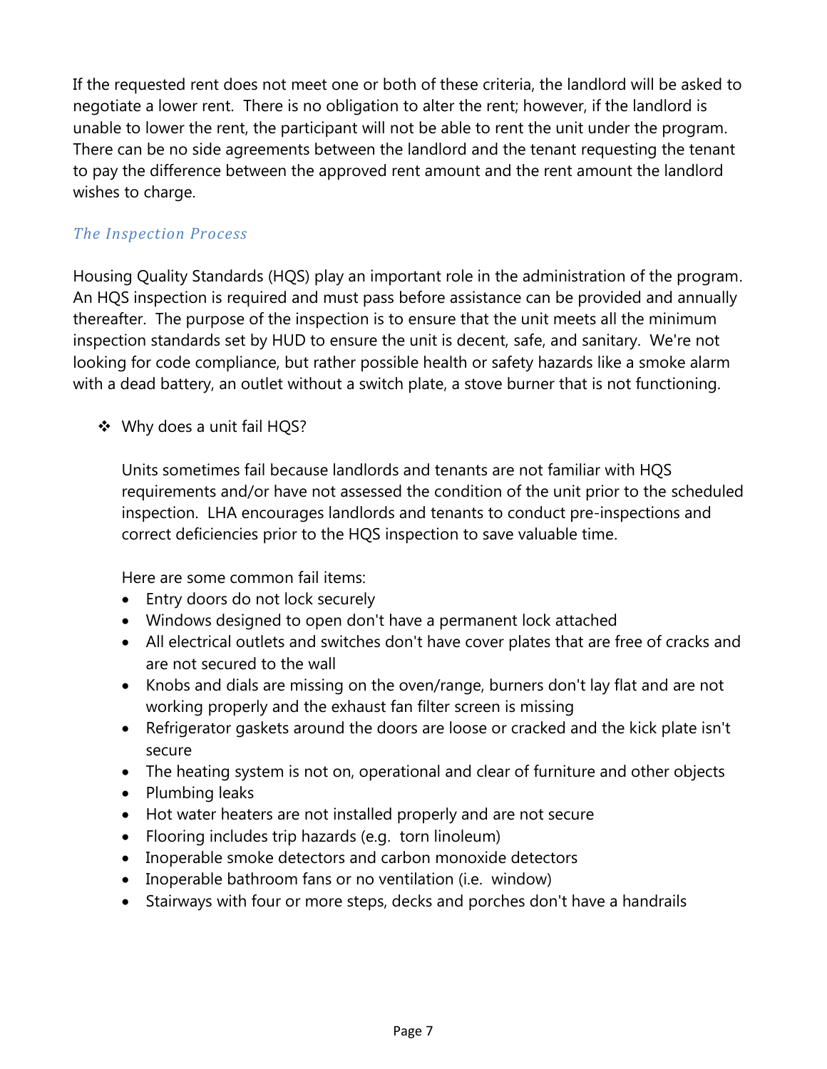If the requested rent does not meet one or both of these criteria, the landlord will be asked to negotiate a lower rent. There is no obligation to alter the rent; however, if the landlord is unable to lower the rent, the participant will not be able to rent the unit under the program. There can be no side agreements between the landlord and the tenant requesting the tenant to pay the difference between the approved rent amount and the rent amount the landlord wishes to charge.

### *The Inspection Process*

Housing Quality Standards (HQS) play an important role in the administration of the program. An HQS inspection is required and must pass before assistance can be provided and annually thereafter. The purpose of the inspection is to ensure that the unit meets all the minimum inspection standards set by HUD to ensure the unit is decent, safe, and sanitary. We're not looking for code compliance, but rather possible health or safety hazards like a smoke alarm with a dead battery, an outlet without a switch plate, a stove burner that is not functioning.

❖ Why does a unit fail HQS?

Units sometimes fail because landlords and tenants are not familiar with HQS requirements and/or have not assessed the condition of the unit prior to the scheduled inspection. LHA encourages landlords and tenants to conduct pre-inspections and correct deficiencies prior to the HQS inspection to save valuable time.

Here are some common fail items:

- Entry doors do not lock securely
- Windows designed to open don't have a permanent lock attached
- All electrical outlets and switches don't have cover plates that are free of cracks and are not secured to the wall
- Knobs and dials are missing on the oven/range, burners don't lay flat and are not working properly and the exhaust fan filter screen is missing
- Refrigerator gaskets around the doors are loose or cracked and the kick plate isn't secure
- The heating system is not on, operational and clear of furniture and other objects
- Plumbing leaks
- Hot water heaters are not installed properly and are not secure
- Flooring includes trip hazards (e.g. torn linoleum)
- Inoperable smoke detectors and carbon monoxide detectors
- Inoperable bathroom fans or no ventilation (i.e. window)
- Stairways with four or more steps, decks and porches don't have a handrails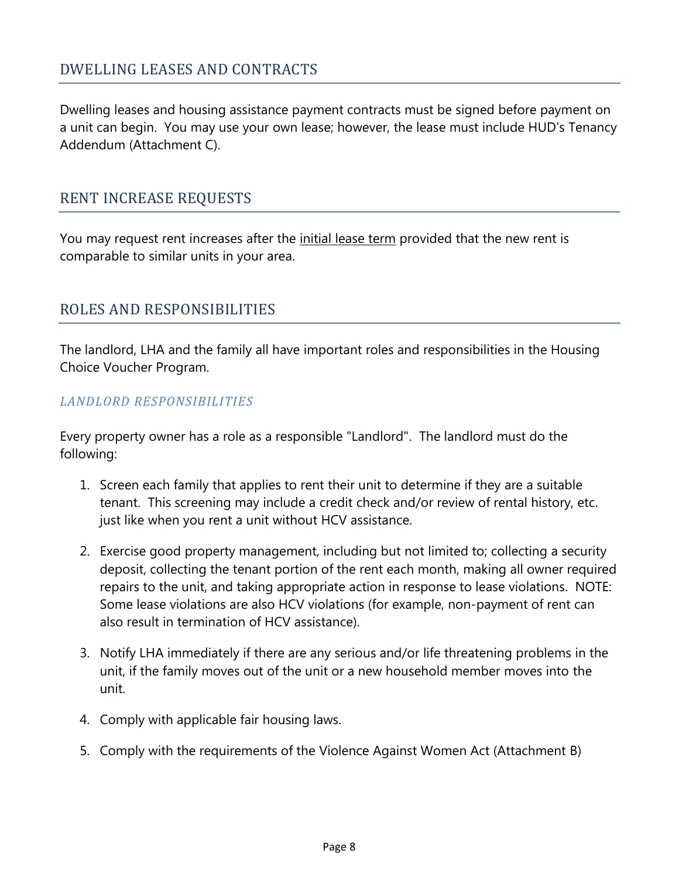## DWELLING LEASES AND CONTRACTS

Dwelling leases and housing assistance payment contracts must be signed before payment on a unit can begin. You may use your own lease; however, the lease must include HUD's Tenancy Addendum (Attachment C).

## RENT INCREASE REQUESTS

You may request rent increases after the initial lease term provided that the new rent is comparable to similar units in your area.

## ROLES AND RESPONSIBILITIES

The landlord, LHA and the family all have important roles and responsibilities in the Housing Choice Voucher Program.

### *LANDLORD RESPONSIBILITIES*

Every property owner has a role as a responsible "Landlord". The landlord must do the following:

1. Screen each family that applies to rent their unit to determine if they are a suitable tenant. This screening may include a credit check and/or review of rental history, etc. just like when you rent a unit without HCV assistance.

2. Exercise good property management, including but not limited to; collecting a security deposit, collecting the tenant portion of the rent each month, making all owner required repairs to the unit, and taking appropriate action in response to lease violations. NOTE: Some lease violations are also HCV violations (for example, non-payment of rent can also result in termination of HCV assistance).

3. Notify LHA immediately if there are any serious and/or life threatening problems in the unit, if the family moves out of the unit or a new household member moves into the unit.

4. Comply with applicable fair housing laws.

5. Comply with the requirements of the Violence Against Women Act (Attachment B)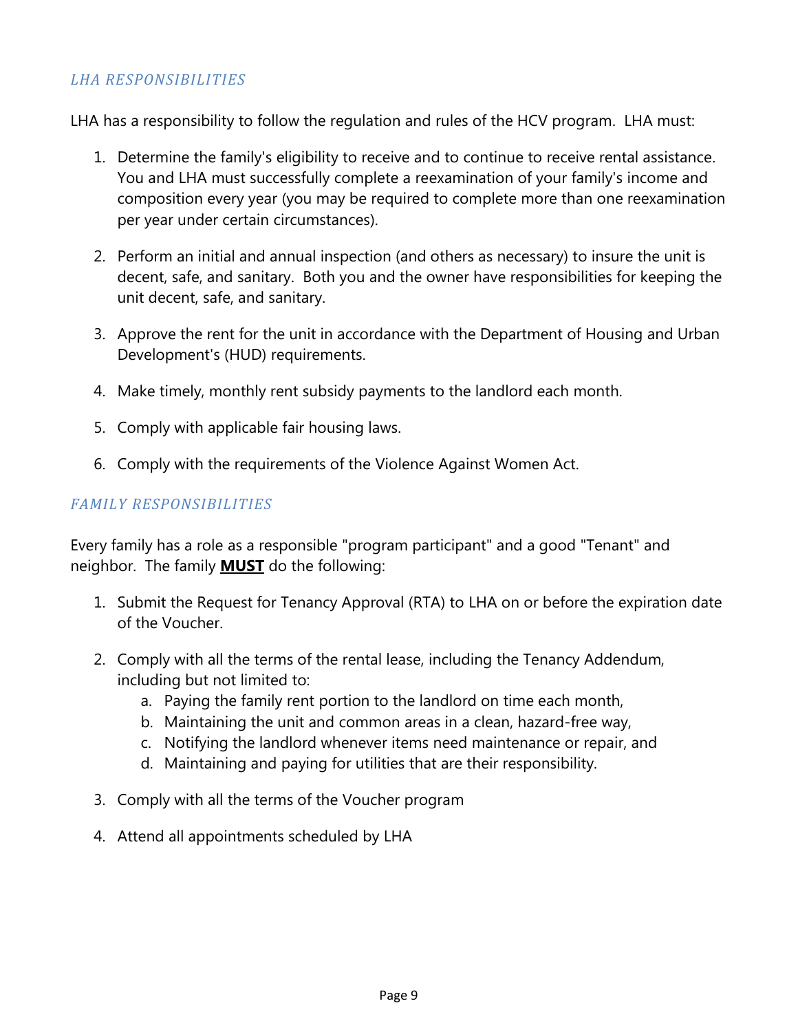### *LHA RESPONSIBILITIES*

LHA has a responsibility to follow the regulation and rules of the HCV program. LHA must:

1. Determine the family's eligibility to receive and to continue to receive rental assistance. You and LHA must successfully complete a reexamination of your family's income and composition every year (you may be required to complete more than one reexamination per year under certain circumstances).

2. Perform an initial and annual inspection (and others as necessary) to insure the unit is decent, safe, and sanitary. Both you and the owner have responsibilities for keeping the unit decent, safe, and sanitary.

3. Approve the rent for the unit in accordance with the Department of Housing and Urban Development's (HUD) requirements.

4. Make timely, monthly rent subsidy payments to the landlord each month.

5. Comply with applicable fair housing laws.

6. Comply with the requirements of the Violence Against Women Act.

### *FAMILY RESPONSIBILITIES*

Every family has a role as a responsible "program participant" and a good "Tenant" and neighbor. The family <u>**MUST**</u> do the following:

1. Submit the Request for Tenancy Approval (RTA) to LHA on or before the expiration date of the Voucher.

2. Comply with all the terms of the rental lease, including the Tenancy Addendum, including but not limited to:
   a. Paying the family rent portion to the landlord on time each month,
   b. Maintaining the unit and common areas in a clean, hazard-free way,
   c. Notifying the landlord whenever items need maintenance or repair, and
   d. Maintaining and paying for utilities that are their responsibility.

3. Comply with all the terms of the Voucher program

4. Attend all appointments scheduled by LHA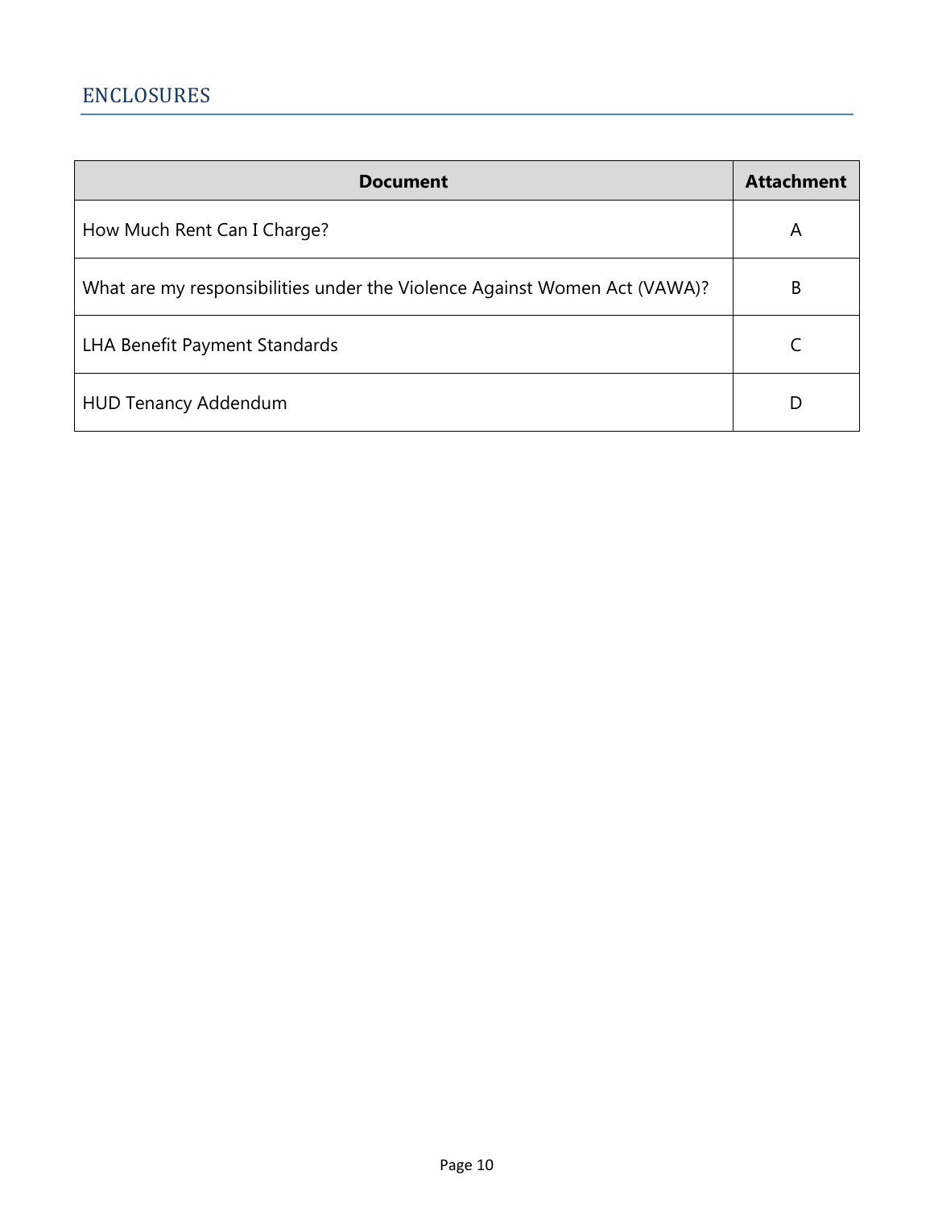## ENCLOSURES

| Document | Attachment |
|---|---|
| How Much Rent Can I Charge? | A |
| What are my responsibilities under the Violence Against Women Act (VAWA)? | B |
| LHA Benefit Payment Standards | C |
| HUD Tenancy Addendum | D |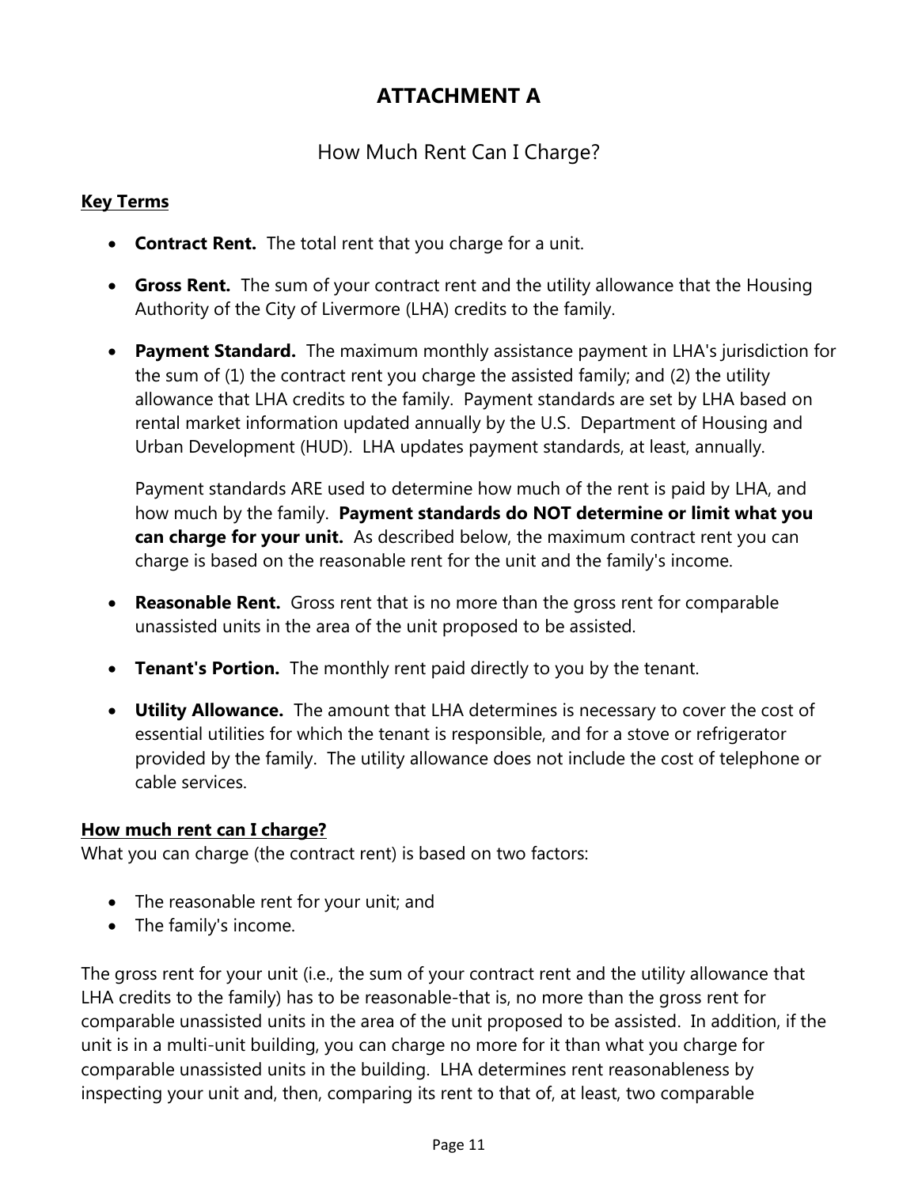# ATTACHMENT A

## How Much Rent Can I Charge?

**Key Terms**

- **Contract Rent.** The total rent that you charge for a unit.
- **Gross Rent.** The sum of your contract rent and the utility allowance that the Housing Authority of the City of Livermore (LHA) credits to the family.
- **Payment Standard.** The maximum monthly assistance payment in LHA's jurisdiction for the sum of (1) the contract rent you charge the assisted family; and (2) the utility allowance that LHA credits to the family. Payment standards are set by LHA based on rental market information updated annually by the U.S. Department of Housing and Urban Development (HUD). LHA updates payment standards, at least, annually.

  Payment standards ARE used to determine how much of the rent is paid by LHA, and how much by the family. **Payment standards do NOT determine or limit what you can charge for your unit.** As described below, the maximum contract rent you can charge is based on the reasonable rent for the unit and the family's income.

- **Reasonable Rent.** Gross rent that is no more than the gross rent for comparable unassisted units in the area of the unit proposed to be assisted.
- **Tenant's Portion.** The monthly rent paid directly to you by the tenant.
- **Utility Allowance.** The amount that LHA determines is necessary to cover the cost of essential utilities for which the tenant is responsible, and for a stove or refrigerator provided by the family. The utility allowance does not include the cost of telephone or cable services.

**How much rent can I charge?**

What you can charge (the contract rent) is based on two factors:

- The reasonable rent for your unit; and
- The family's income.

The gross rent for your unit (i.e., the sum of your contract rent and the utility allowance that LHA credits to the family) has to be reasonable-that is, no more than the gross rent for comparable unassisted units in the area of the unit proposed to be assisted. In addition, if the unit is in a multi-unit building, you can charge no more for it than what you charge for comparable unassisted units in the building. LHA determines rent reasonableness by inspecting your unit and, then, comparing its rent to that of, at least, two comparable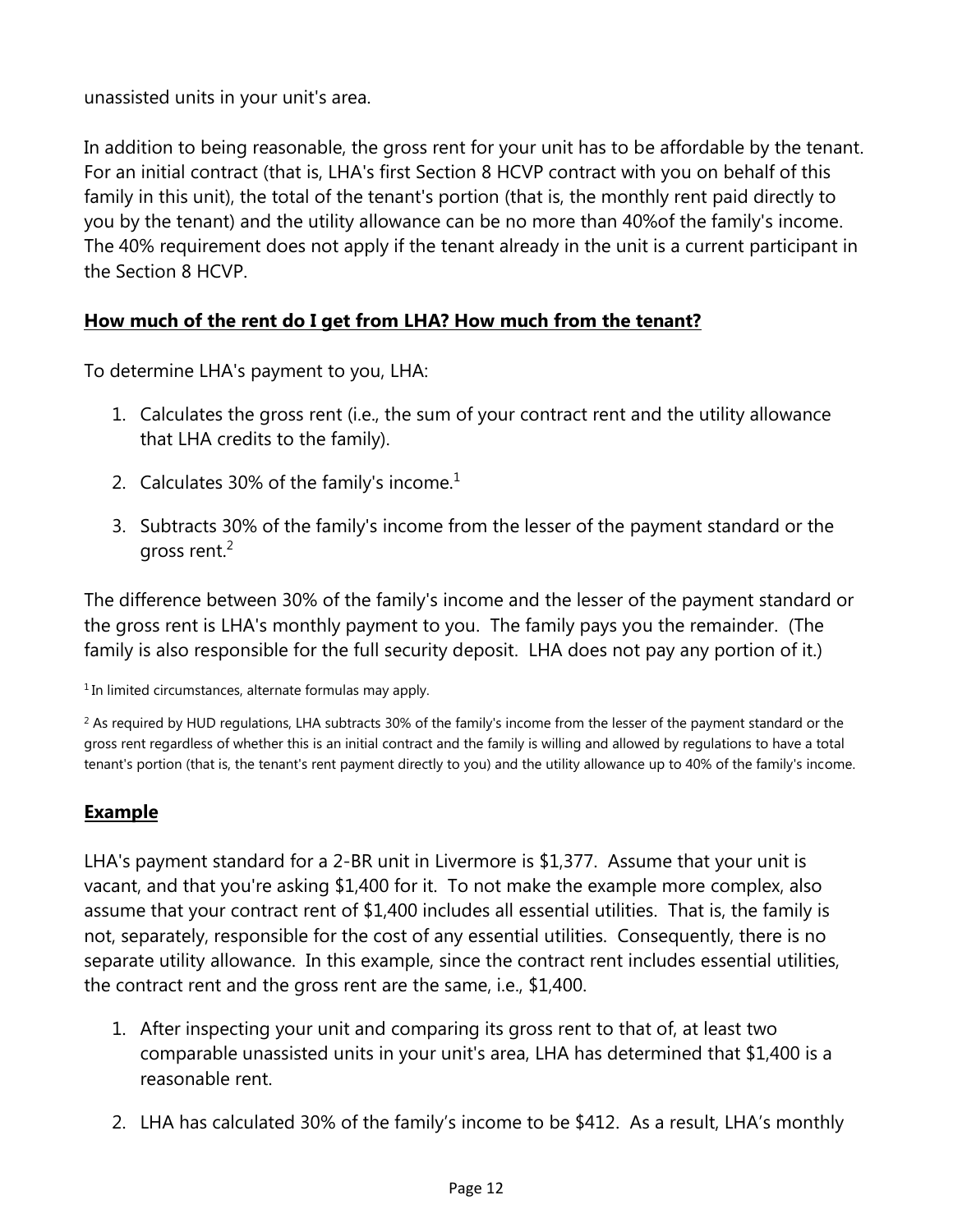unassisted units in your unit's area.

In addition to being reasonable, the gross rent for your unit has to be affordable by the tenant. For an initial contract (that is, LHA's first Section 8 HCVP contract with you on behalf of this family in this unit), the total of the tenant's portion (that is, the monthly rent paid directly to you by the tenant) and the utility allowance can be no more than 40%of the family's income. The 40% requirement does not apply if the tenant already in the unit is a current participant in the Section 8 HCVP.

**How much of the rent do I get from LHA? How much from the tenant?**

To determine LHA's payment to you, LHA:

1. Calculates the gross rent (i.e., the sum of your contract rent and the utility allowance that LHA credits to the family).
2. Calculates 30% of the family's income.[1]
3. Subtracts 30% of the family's income from the lesser of the payment standard or the gross rent.[2]

The difference between 30% of the family's income and the lesser of the payment standard or the gross rent is LHA's monthly payment to you. The family pays you the remainder. (The family is also responsible for the full security deposit. LHA does not pay any portion of it.)

[1] In limited circumstances, alternate formulas may apply.

[2] As required by HUD regulations, LHA subtracts 30% of the family's income from the lesser of the payment standard or the gross rent regardless of whether this is an initial contract and the family is willing and allowed by regulations to have a total tenant's portion (that is, the tenant's rent payment directly to you) and the utility allowance up to 40% of the family's income.

**Example**

LHA's payment standard for a 2-BR unit in Livermore is $1,377. Assume that your unit is vacant, and that you're asking $1,400 for it. To not make the example more complex, also assume that your contract rent of $1,400 includes all essential utilities. That is, the family is not, separately, responsible for the cost of any essential utilities. Consequently, there is no separate utility allowance. In this example, since the contract rent includes essential utilities, the contract rent and the gross rent are the same, i.e., $1,400.

1. After inspecting your unit and comparing its gross rent to that of, at least two comparable unassisted units in your unit's area, LHA has determined that $1,400 is a reasonable rent.
2. LHA has calculated 30% of the family's income to be $412. As a result, LHA's monthly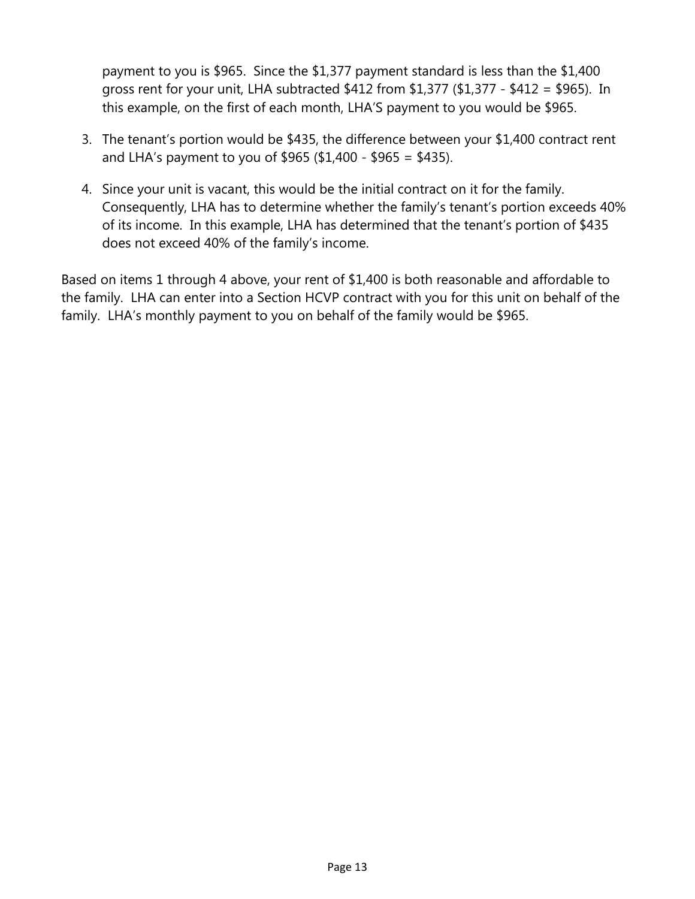payment to you is $965. Since the $1,377 payment standard is less than the $1,400 gross rent for your unit, LHA subtracted $412 from $1,377 ($1,377 - $412 = $965). In this example, on the first of each month, LHA'S payment to you would be $965.

3. The tenant's portion would be $435, the difference between your $1,400 contract rent and LHA's payment to you of $965 ($1,400 - $965 = $435).

4. Since your unit is vacant, this would be the initial contract on it for the family. Consequently, LHA has to determine whether the family's tenant's portion exceeds 40% of its income. In this example, LHA has determined that the tenant's portion of $435 does not exceed 40% of the family's income.

Based on items 1 through 4 above, your rent of $1,400 is both reasonable and affordable to the family. LHA can enter into a Section HCVP contract with you for this unit on behalf of the family. LHA's monthly payment to you on behalf of the family would be $965.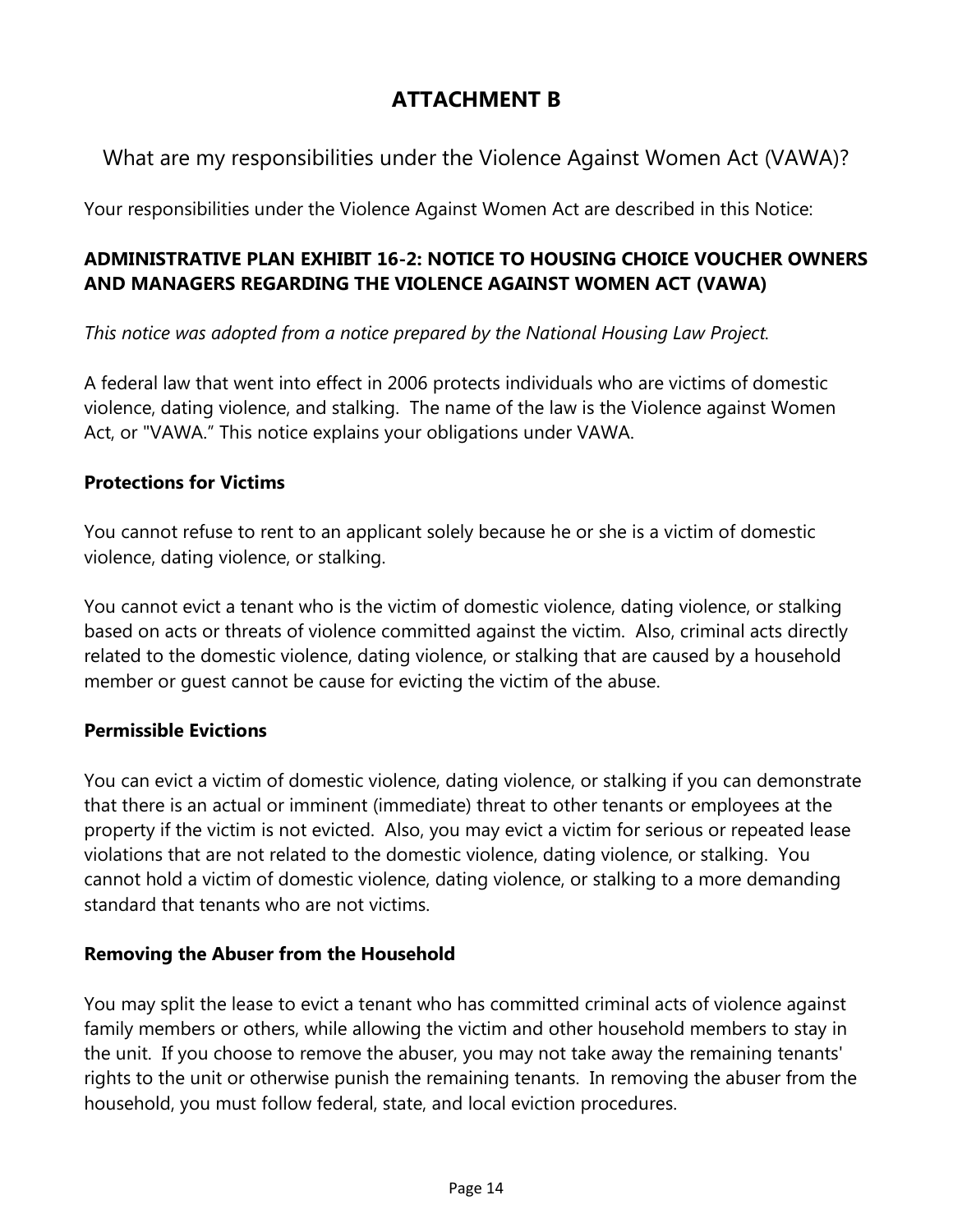# ATTACHMENT B

## What are my responsibilities under the Violence Against Women Act (VAWA)?

Your responsibilities under the Violence Against Women Act are described in this Notice:

**ADMINISTRATIVE PLAN EXHIBIT 16-2: NOTICE TO HOUSING CHOICE VOUCHER OWNERS AND MANAGERS REGARDING THE VIOLENCE AGAINST WOMEN ACT (VAWA)**

*This notice was adopted from a notice prepared by the National Housing Law Project.*

A federal law that went into effect in 2006 protects individuals who are victims of domestic violence, dating violence, and stalking. The name of the law is the Violence against Women Act, or "VAWA." This notice explains your obligations under VAWA.

**Protections for Victims**

You cannot refuse to rent to an applicant solely because he or she is a victim of domestic violence, dating violence, or stalking.

You cannot evict a tenant who is the victim of domestic violence, dating violence, or stalking based on acts or threats of violence committed against the victim. Also, criminal acts directly related to the domestic violence, dating violence, or stalking that are caused by a household member or guest cannot be cause for evicting the victim of the abuse.

**Permissible Evictions**

You can evict a victim of domestic violence, dating violence, or stalking if you can demonstrate that there is an actual or imminent (immediate) threat to other tenants or employees at the property if the victim is not evicted. Also, you may evict a victim for serious or repeated lease violations that are not related to the domestic violence, dating violence, or stalking. You cannot hold a victim of domestic violence, dating violence, or stalking to a more demanding standard that tenants who are not victims.

**Removing the Abuser from the Household**

You may split the lease to evict a tenant who has committed criminal acts of violence against family members or others, while allowing the victim and other household members to stay in the unit. If you choose to remove the abuser, you may not take away the remaining tenants' rights to the unit or otherwise punish the remaining tenants. In removing the abuser from the household, you must follow federal, state, and local eviction procedures.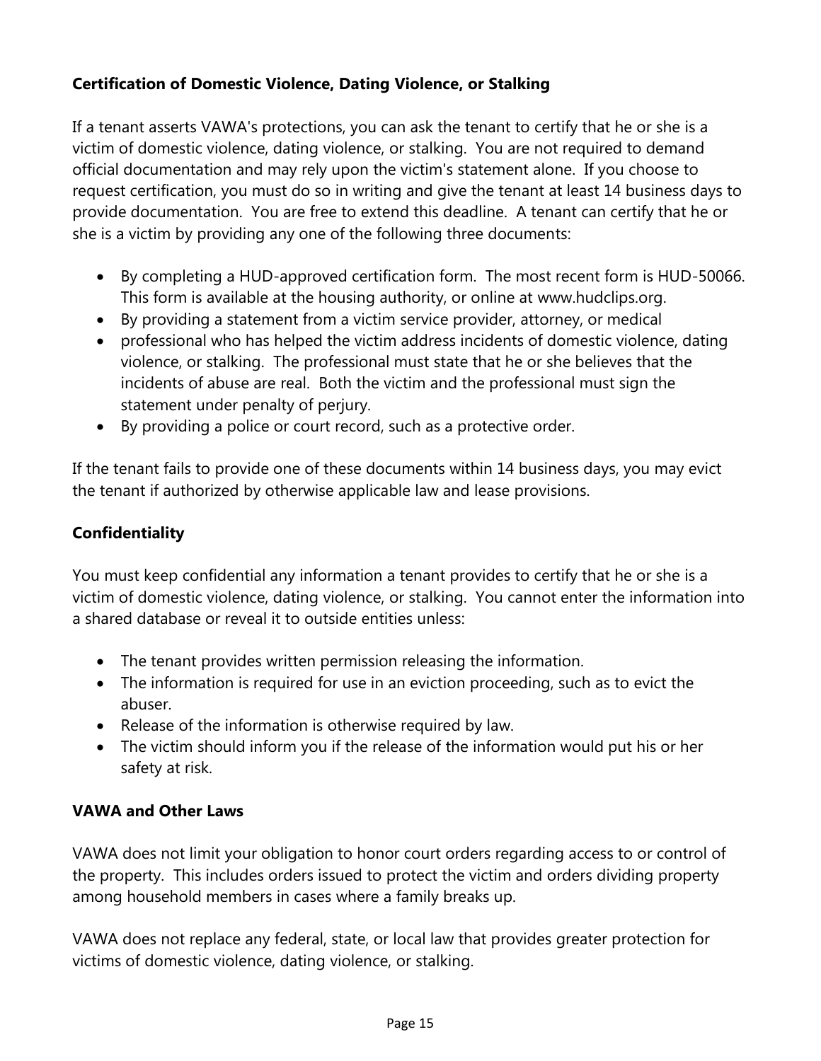**Certification of Domestic Violence, Dating Violence, or Stalking**

If a tenant asserts VAWA's protections, you can ask the tenant to certify that he or she is a victim of domestic violence, dating violence, or stalking. You are not required to demand official documentation and may rely upon the victim's statement alone. If you choose to request certification, you must do so in writing and give the tenant at least 14 business days to provide documentation. You are free to extend this deadline. A tenant can certify that he or she is a victim by providing any one of the following three documents:

- By completing a HUD-approved certification form. The most recent form is HUD-50066. This form is available at the housing authority, or online at www.hudclips.org.
- By providing a statement from a victim service provider, attorney, or medical
- professional who has helped the victim address incidents of domestic violence, dating violence, or stalking. The professional must state that he or she believes that the incidents of abuse are real. Both the victim and the professional must sign the statement under penalty of perjury.
- By providing a police or court record, such as a protective order.

If the tenant fails to provide one of these documents within 14 business days, you may evict the tenant if authorized by otherwise applicable law and lease provisions.

**Confidentiality**

You must keep confidential any information a tenant provides to certify that he or she is a victim of domestic violence, dating violence, or stalking. You cannot enter the information into a shared database or reveal it to outside entities unless:

- The tenant provides written permission releasing the information.
- The information is required for use in an eviction proceeding, such as to evict the abuser.
- Release of the information is otherwise required by law.
- The victim should inform you if the release of the information would put his or her safety at risk.

**VAWA and Other Laws**

VAWA does not limit your obligation to honor court orders regarding access to or control of the property. This includes orders issued to protect the victim and orders dividing property among household members in cases where a family breaks up.

VAWA does not replace any federal, state, or local law that provides greater protection for victims of domestic violence, dating violence, or stalking.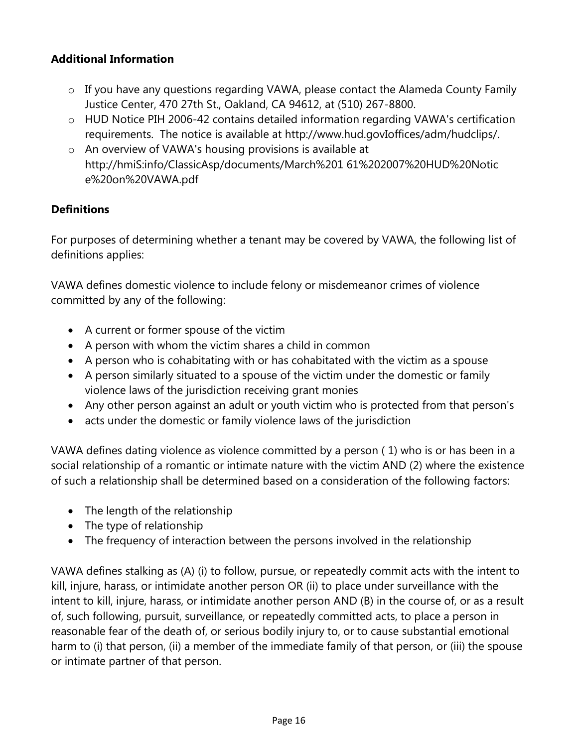### Additional Information

- If you have any questions regarding VAWA, please contact the Alameda County Family Justice Center, 470 27th St., Oakland, CA 94612, at (510) 267-8800.
- HUD Notice PIH 2006-42 contains detailed information regarding VAWA's certification requirements. The notice is available at http://www.hud.govIoffices/adm/hudclips/.
- An overview of VAWA's housing provisions is available at http://hmiS:info/ClassicAsp/documents/March%201 61%202007%20HUD%20Notice%20on%20VAWA.pdf

### Definitions

For purposes of determining whether a tenant may be covered by VAWA, the following list of definitions applies:

VAWA defines domestic violence to include felony or misdemeanor crimes of violence committed by any of the following:

- A current or former spouse of the victim
- A person with whom the victim shares a child in common
- A person who is cohabitating with or has cohabitated with the victim as a spouse
- A person similarly situated to a spouse of the victim under the domestic or family violence laws of the jurisdiction receiving grant monies
- Any other person against an adult or youth victim who is protected from that person's
- acts under the domestic or family violence laws of the jurisdiction

VAWA defines dating violence as violence committed by a person ( 1) who is or has been in a social relationship of a romantic or intimate nature with the victim AND (2) where the existence of such a relationship shall be determined based on a consideration of the following factors:

- The length of the relationship
- The type of relationship
- The frequency of interaction between the persons involved in the relationship

VAWA defines stalking as (A) (i) to follow, pursue, or repeatedly commit acts with the intent to kill, injure, harass, or intimidate another person OR (ii) to place under surveillance with the intent to kill, injure, harass, or intimidate another person AND (B) in the course of, or as a result of, such following, pursuit, surveillance, or repeatedly committed acts, to place a person in reasonable fear of the death of, or serious bodily injury to, or to cause substantial emotional harm to (i) that person, (ii) a member of the immediate family of that person, or (iii) the spouse or intimate partner of that person.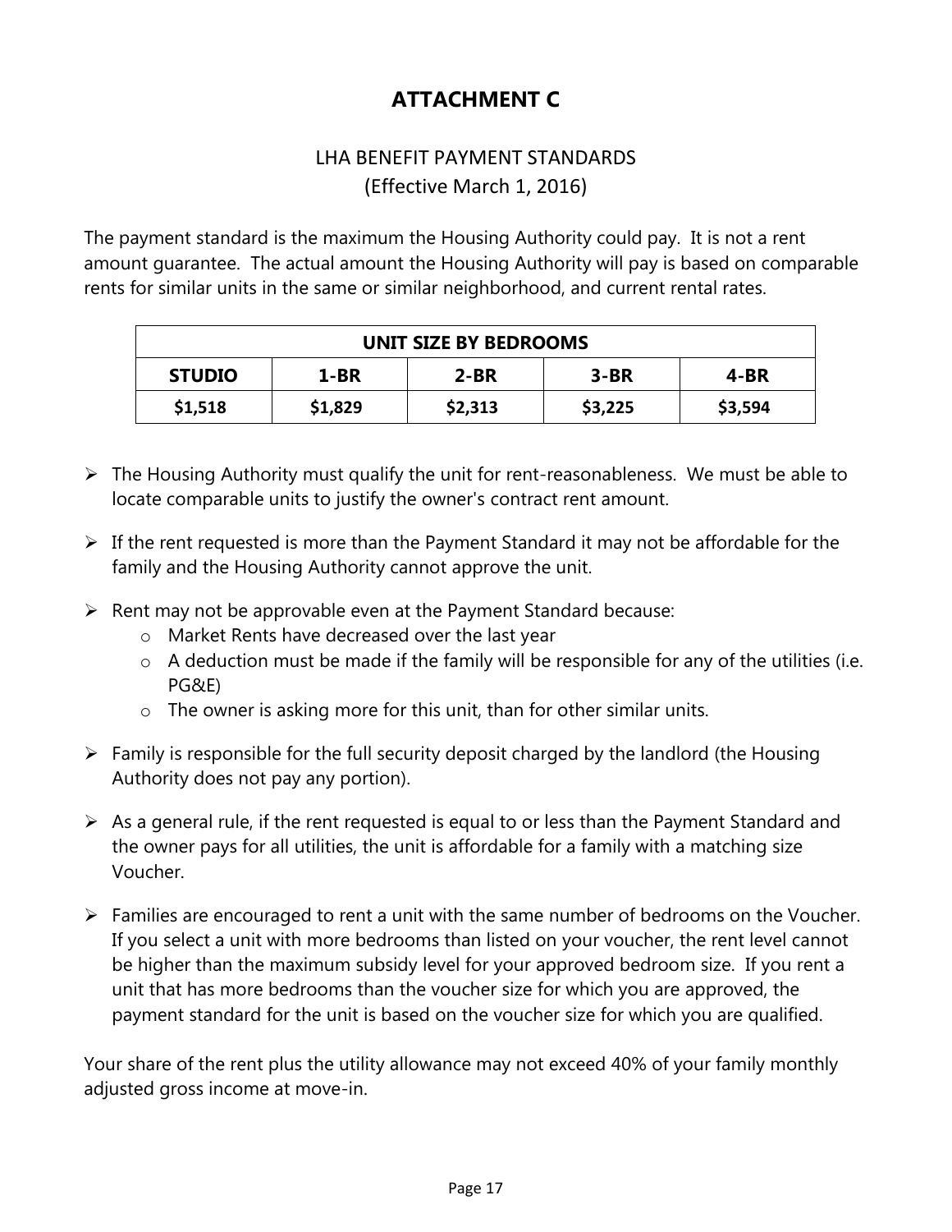# ATTACHMENT C

## LHA BENEFIT PAYMENT STANDARDS
(Effective March 1, 2016)

The payment standard is the maximum the Housing Authority could pay. It is not a rent amount guarantee. The actual amount the Housing Authority will pay is based on comparable rents for similar units in the same or similar neighborhood, and current rental rates.

| UNIT SIZE BY BEDROOMS | | | | |
|---|---|---|---|---|
| **STUDIO** | **1-BR** | **2-BR** | **3-BR** | **4-BR** |
| **$1,518** | **$1,829** | **$2,313** | **$3,225** | **$3,594** |

- The Housing Authority must qualify the unit for rent-reasonableness. We must be able to locate comparable units to justify the owner's contract rent amount.
- If the rent requested is more than the Payment Standard it may not be affordable for the family and the Housing Authority cannot approve the unit.
- Rent may not be approvable even at the Payment Standard because:
  - Market Rents have decreased over the last year
  - A deduction must be made if the family will be responsible for any of the utilities (i.e. PG&E)
  - The owner is asking more for this unit, than for other similar units.
- Family is responsible for the full security deposit charged by the landlord (the Housing Authority does not pay any portion).
- As a general rule, if the rent requested is equal to or less than the Payment Standard and the owner pays for all utilities, the unit is affordable for a family with a matching size Voucher.
- Families are encouraged to rent a unit with the same number of bedrooms on the Voucher. If you select a unit with more bedrooms than listed on your voucher, the rent level cannot be higher than the maximum subsidy level for your approved bedroom size. If you rent a unit that has more bedrooms than the voucher size for which you are approved, the payment standard for the unit is based on the voucher size for which you are qualified.

Your share of the rent plus the utility allowance may not exceed 40% of your family monthly adjusted gross income at move-in.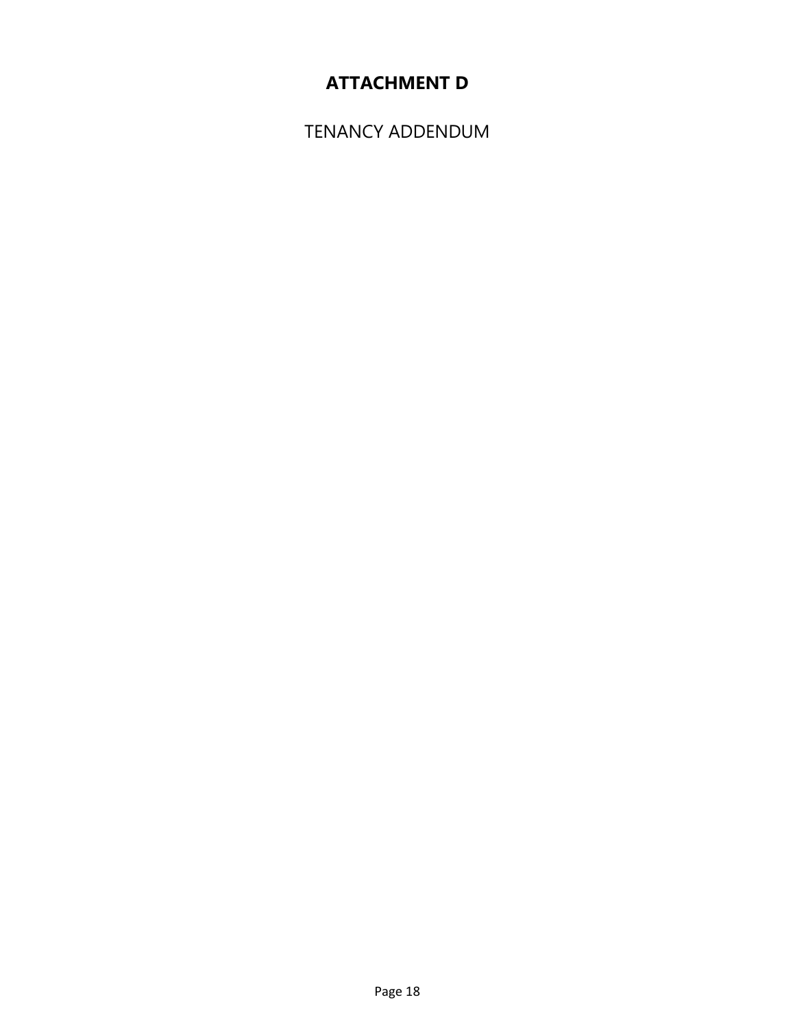# ATTACHMENT D

TENANCY ADDENDUM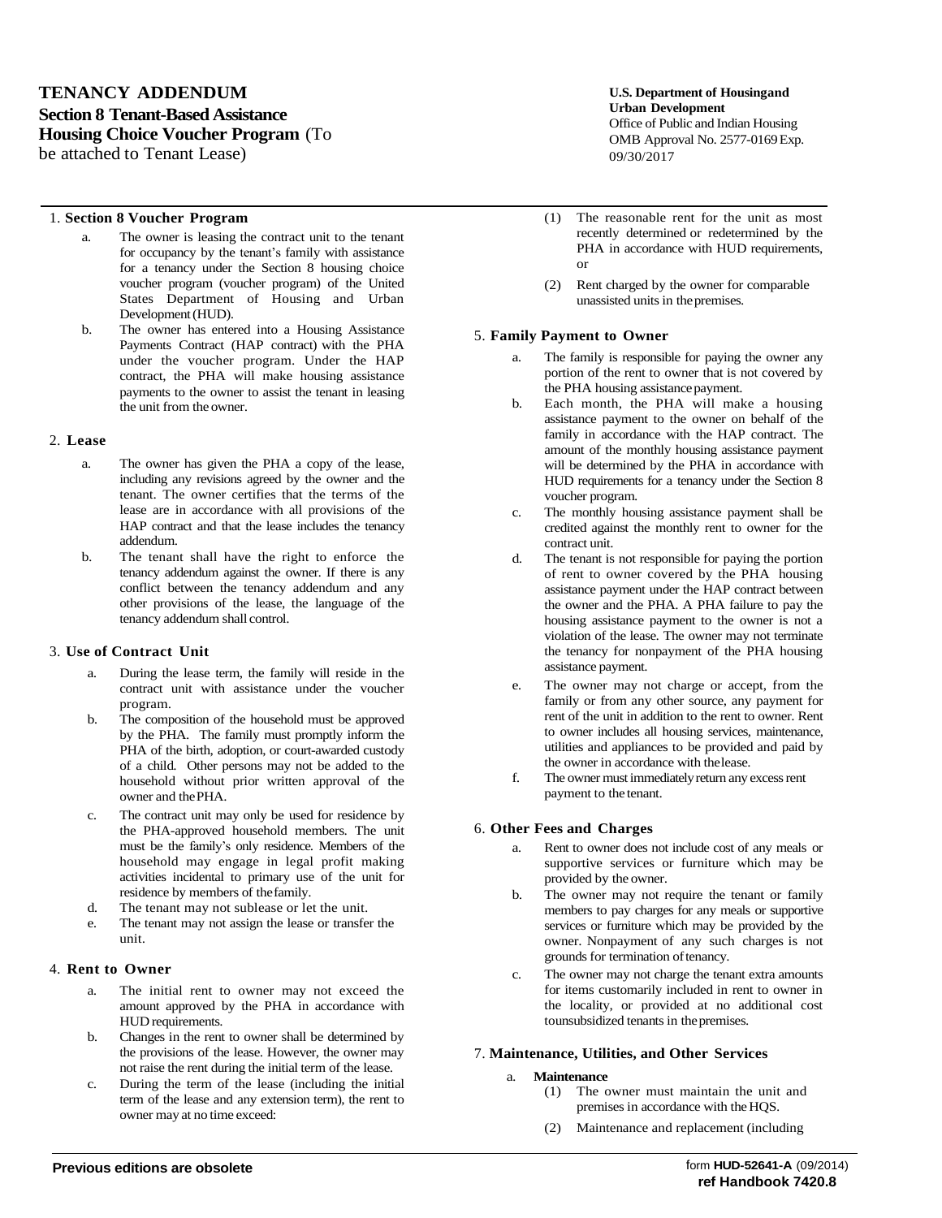# TENANCY ADDENDUM

## Section 8 Tenant-Based Assistance

## Housing Choice Voucher Program (To be attached to Tenant Lease)

**U.S. Department of Housing and Urban Development**
Office of Public and Indian Housing
OMB Approval No. 2577-0169 Exp. 09/30/2017

### 1. Section 8 Voucher Program

a. The owner is leasing the contract unit to the tenant for occupancy by the tenant's family with assistance for a tenancy under the Section 8 housing choice voucher program (voucher program) of the United States Department of Housing and Urban Development (HUD).

b. The owner has entered into a Housing Assistance Payments Contract (HAP contract) with the PHA under the voucher program. Under the HAP contract, the PHA will make housing assistance payments to the owner to assist the tenant in leasing the unit from the owner.

### 2. Lease

a. The owner has given the PHA a copy of the lease, including any revisions agreed by the owner and the tenant. The owner certifies that the terms of the lease are in accordance with all provisions of the HAP contract and that the lease includes the tenancy addendum.

b. The tenant shall have the right to enforce the tenancy addendum against the owner. If there is any conflict between the tenancy addendum and any other provisions of the lease, the language of the tenancy addendum shall control.

### 3. Use of Contract Unit

a. During the lease term, the family will reside in the contract unit with assistance under the voucher program.

b. The composition of the household must be approved by the PHA. The family must promptly inform the PHA of the birth, adoption, or court-awarded custody of a child. Other persons may not be added to the household without prior written approval of the owner and the PHA.

c. The contract unit may only be used for residence by the PHA-approved household members. The unit must be the family's only residence. Members of the household may engage in legal profit making activities incidental to primary use of the unit for residence by members of the family.

d. The tenant may not sublease or let the unit.

e. The tenant may not assign the lease or transfer the unit.

### 4. Rent to Owner

a. The initial rent to owner may not exceed the amount approved by the PHA in accordance with HUD requirements.

b. Changes in the rent to owner shall be determined by the provisions of the lease. However, the owner may not raise the rent during the initial term of the lease.

c. During the term of the lease (including the initial term of the lease and any extension term), the rent to owner may at no time exceed:

(1) The reasonable rent for the unit as most recently determined or redetermined by the PHA in accordance with HUD requirements, or

(2) Rent charged by the owner for comparable unassisted units in the premises.

### 5. Family Payment to Owner

a. The family is responsible for paying the owner any portion of the rent to owner that is not covered by the PHA housing assistance payment.

b. Each month, the PHA will make a housing assistance payment to the owner on behalf of the family in accordance with the HAP contract. The amount of the monthly housing assistance payment will be determined by the PHA in accordance with HUD requirements for a tenancy under the Section 8 voucher program.

c. The monthly housing assistance payment shall be credited against the monthly rent to owner for the contract unit.

d. The tenant is not responsible for paying the portion of rent to owner covered by the PHA housing assistance payment under the HAP contract between the owner and the PHA. A PHA failure to pay the housing assistance payment to the owner is not a violation of the lease. The owner may not terminate the tenancy for nonpayment of the PHA housing assistance payment.

e. The owner may not charge or accept, from the family or from any other source, any payment for rent of the unit in addition to the rent to owner. Rent to owner includes all housing services, maintenance, utilities and appliances to be provided and paid by the owner in accordance with the lease.

f. The owner must immediately return any excess rent payment to the tenant.

### 6. Other Fees and Charges

a. Rent to owner does not include cost of any meals or supportive services or furniture which may be provided by the owner.

b. The owner may not require the tenant or family members to pay charges for any meals or supportive services or furniture which may be provided by the owner. Nonpayment of any such charges is not grounds for termination of tenancy.

c. The owner may not charge the tenant extra amounts for items customarily included in rent to owner in the locality, or provided at no additional cost to unsubsidized tenants in the premises.

### 7. Maintenance, Utilities, and Other Services

a. **Maintenance**

(1) The owner must maintain the unit and premises in accordance with the HQS.

(2) Maintenance and replacement (including

Previous editions are obsolete

form **HUD-52641-A** (09/2014)
**ref Handbook 7420.8**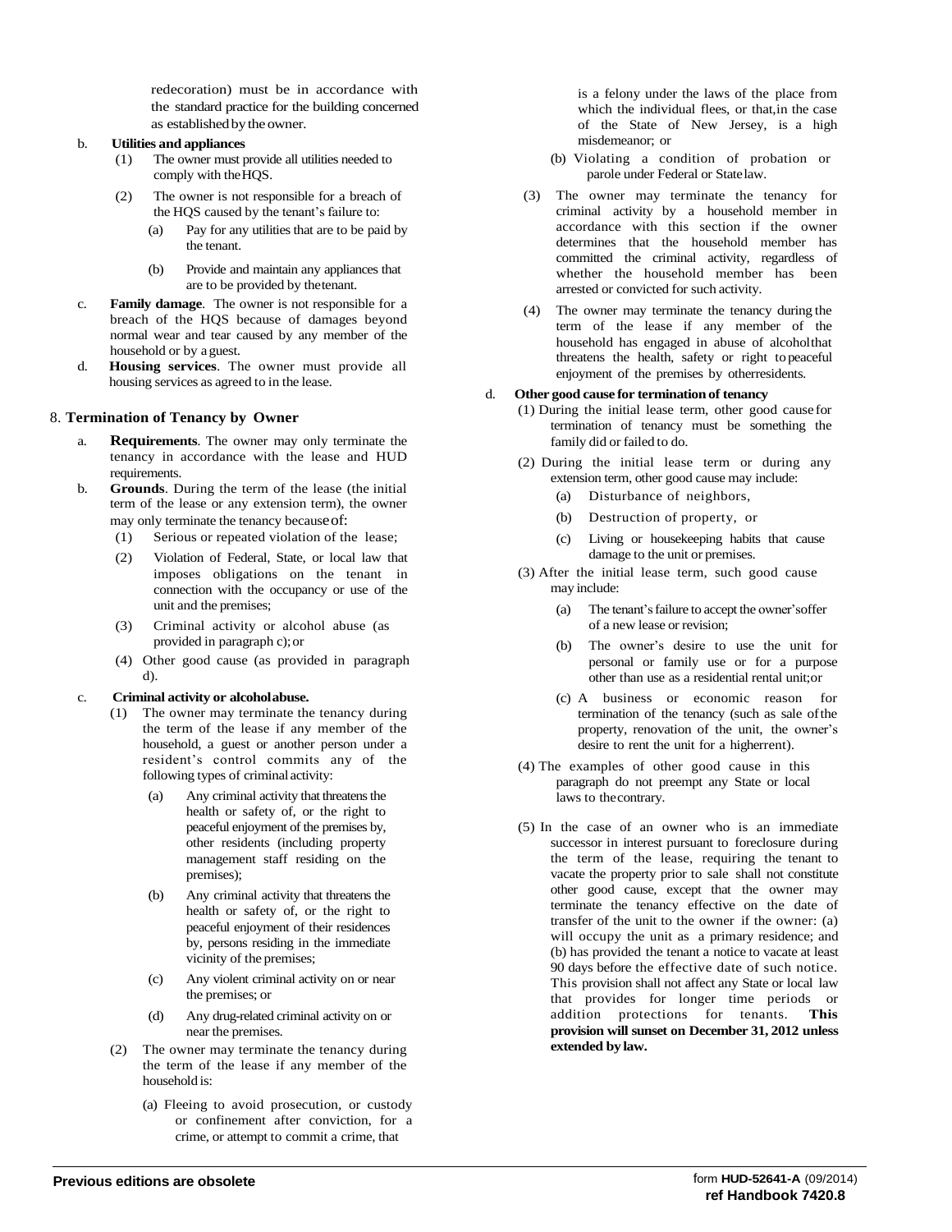redecoration) must be in accordance with the standard practice for the building concerned as established by the owner.

b. **Utilities and appliances**

(1) The owner must provide all utilities needed to comply with the HQS.

(2) The owner is not responsible for a breach of the HQS caused by the tenant's failure to:

(a) Pay for any utilities that are to be paid by the tenant.

(b) Provide and maintain any appliances that are to be provided by the tenant.

c. **Family damage**. The owner is not responsible for a breach of the HQS because of damages beyond normal wear and tear caused by any member of the household or by a guest.

d. **Housing services**. The owner must provide all housing services as agreed to in the lease.

## 8. Termination of Tenancy by Owner

a. **Requirements**. The owner may only terminate the tenancy in accordance with the lease and HUD requirements.

b. **Grounds**. During the term of the lease (the initial term of the lease or any extension term), the owner may only terminate the tenancy because of:

(1) Serious or repeated violation of the lease;

(2) Violation of Federal, State, or local law that imposes obligations on the tenant in connection with the occupancy or use of the unit and the premises;

(3) Criminal activity or alcohol abuse (as provided in paragraph c); or

(4) Other good cause (as provided in paragraph d).

c. **Criminal activity or alcohol abuse.**

(1) The owner may terminate the tenancy during the term of the lease if any member of the household, a guest or another person under a resident's control commits any of the following types of criminal activity:

(a) Any criminal activity that threatens the health or safety of, or the right to peaceful enjoyment of the premises by, other residents (including property management staff residing on the premises);

(b) Any criminal activity that threatens the health or safety of, or the right to peaceful enjoyment of their residences by, persons residing in the immediate vicinity of the premises;

(c) Any violent criminal activity on or near the premises; or

(d) Any drug-related criminal activity on or near the premises.

(2) The owner may terminate the tenancy during the term of the lease if any member of the household is:

(a) Fleeing to avoid prosecution, or custody or confinement after conviction, for a crime, or attempt to commit a crime, that is a felony under the laws of the place from which the individual flees, or that, in the case of the State of New Jersey, is a high misdemeanor; or

(b) Violating a condition of probation or parole under Federal or State law.

(3) The owner may terminate the tenancy for criminal activity by a household member in accordance with this section if the owner determines that the household member has committed the criminal activity, regardless of whether the household member has been arrested or convicted for such activity.

(4) The owner may terminate the tenancy during the term of the lease if any member of the household has engaged in abuse of alcohol that threatens the health, safety or right to peaceful enjoyment of the premises by other residents.

d. **Other good cause for termination of tenancy**

(1) During the initial lease term, other good cause for termination of tenancy must be something the family did or failed to do.

(2) During the initial lease term or during any extension term, other good cause may include:

(a) Disturbance of neighbors,

(b) Destruction of property, or

(c) Living or housekeeping habits that cause damage to the unit or premises.

(3) After the initial lease term, such good cause may include:

(a) The tenant's failure to accept the owner's offer of a new lease or revision;

(b) The owner's desire to use the unit for personal or family use or for a purpose other than use as a residential rental unit; or

(c) A business or economic reason for termination of the tenancy (such as sale of the property, renovation of the unit, the owner's desire to rent the unit for a higher rent).

(4) The examples of other good cause in this paragraph do not preempt any State or local laws to the contrary.

(5) In the case of an owner who is an immediate successor in interest pursuant to foreclosure during the term of the lease, requiring the tenant to vacate the property prior to sale shall not constitute other good cause, except that the owner may terminate the tenancy effective on the date of transfer of the unit to the owner if the owner: (a) will occupy the unit as a primary residence; and (b) has provided the tenant a notice to vacate at least 90 days before the effective date of such notice. This provision shall not affect any State or local law that provides for longer time periods or addition protections for tenants. **This provision will sunset on December 31, 2012 unless extended by law.**

**Previous editions are obsolete** form **HUD-52641-A** (09/2014) **ref Handbook 7420.8**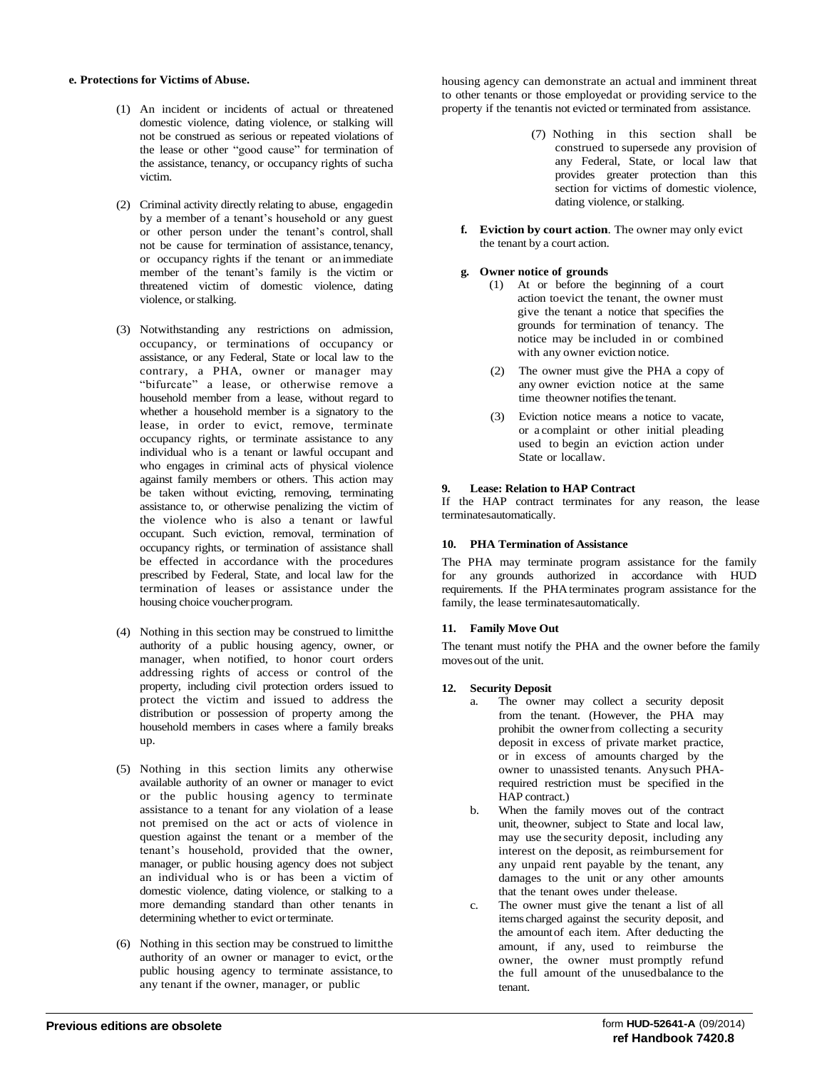**e. Protections for Victims of Abuse.**

(1) An incident or incidents of actual or threatened domestic violence, dating violence, or stalking will not be construed as serious or repeated violations of the lease or other "good cause" for termination of the assistance, tenancy, or occupancy rights of sucha victim.

(2) Criminal activity directly relating to abuse, engagedin by a member of a tenant's household or any guest or other person under the tenant's control, shall not be cause for termination of assistance, tenancy, or occupancy rights if the tenant or an immediate member of the tenant's family is the victim or threatened victim of domestic violence, dating violence, or stalking.

(3) Notwithstanding any restrictions on admission, occupancy, or terminations of occupancy or assistance, or any Federal, State or local law to the contrary, a PHA, owner or manager may "bifurcate" a lease, or otherwise remove a household member from a lease, without regard to whether a household member is a signatory to the lease, in order to evict, remove, terminate occupancy rights, or terminate assistance to any individual who is a tenant or lawful occupant and who engages in criminal acts of physical violence against family members or others. This action may be taken without evicting, removing, terminating assistance to, or otherwise penalizing the victim of the violence who is also a tenant or lawful occupant. Such eviction, removal, termination of occupancy rights, or termination of assistance shall be effected in accordance with the procedures prescribed by Federal, State, and local law for the termination of leases or assistance under the housing choice voucher program.

(4) Nothing in this section may be construed to limitthe authority of a public housing agency, owner, or manager, when notified, to honor court orders addressing rights of access or control of the property, including civil protection orders issued to protect the victim and issued to address the distribution or possession of property among the household members in cases where a family breaks up.

(5) Nothing in this section limits any otherwise available authority of an owner or manager to evict or the public housing agency to terminate assistance to a tenant for any violation of a lease not premised on the act or acts of violence in question against the tenant or a member of the tenant's household, provided that the owner, manager, or public housing agency does not subject an individual who is or has been a victim of domestic violence, dating violence, or stalking to a more demanding standard than other tenants in determining whether to evict or terminate.

(6) Nothing in this section may be construed to limitthe authority of an owner or manager to evict, or the public housing agency to terminate assistance, to any tenant if the owner, manager, or public housing agency can demonstrate an actual and imminent threat to other tenants or those employedat or providing service to the property if the tenantis not evicted or terminated from assistance.

(7) Nothing in this section shall be construed to supersede any provision of any Federal, State, or local law that provides greater protection than this section for victims of domestic violence, dating violence, or stalking.

**f. Eviction by court action**. The owner may only evict the tenant by a court action.

**g. Owner notice of grounds**

(1) At or before the beginning of a court action toevict the tenant, the owner must give the tenant a notice that specifies the grounds for termination of tenancy. The notice may be included in or combined with any owner eviction notice.

(2) The owner must give the PHA a copy of any owner eviction notice at the same time theowner notifies the tenant.

(3) Eviction notice means a notice to vacate, or a complaint or other initial pleading used to begin an eviction action under State or locallaw.

**9. Lease: Relation to HAP Contract**

If the HAP contract terminates for any reason, the lease terminatesautomatically.

**10. PHA Termination of Assistance**

The PHA may terminate program assistance for the family for any grounds authorized in accordance with HUD requirements. If the PHA terminates program assistance for the family, the lease terminatesautomatically.

**11. Family Move Out**

The tenant must notify the PHA and the owner before the family movesout of the unit.

**12. Security Deposit**

a. The owner may collect a security deposit from the tenant. (However, the PHA may prohibit the ownerfrom collecting a security deposit in excess of private market practice, or in excess of amounts charged by the owner to unassisted tenants. Anysuch PHA-required restriction must be specified in the HAP contract.)

b. When the family moves out of the contract unit, theowner, subject to State and local law, may use the security deposit, including any interest on the deposit, as reimbursement for any unpaid rent payable by the tenant, any damages to the unit or any other amounts that the tenant owes under thelease.

c. The owner must give the tenant a list of all items charged against the security deposit, and the amountof each item. After deducting the amount, if any, used to reimburse the owner, the owner must promptly refund the full amount of the unusedbalance to the tenant.

**Previous editions are obsolete** form **HUD-52641-A** (09/2014) **ref Handbook 7420.8**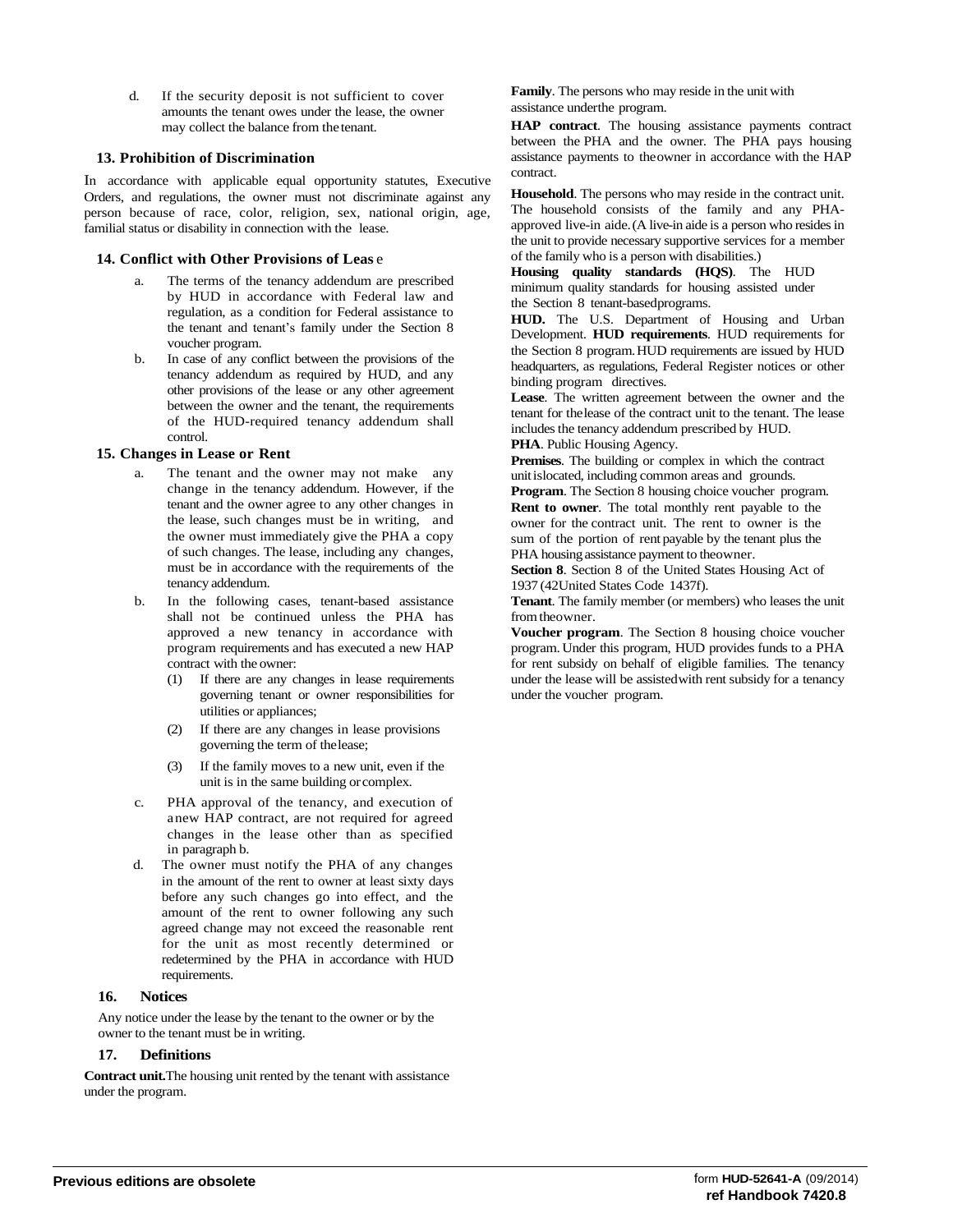d. If the security deposit is not sufficient to cover amounts the tenant owes under the lease, the owner may collect the balance from the tenant.

### 13. Prohibition of Discrimination

In accordance with applicable equal opportunity statutes, Executive Orders, and regulations, the owner must not discriminate against any person because of race, color, religion, sex, national origin, age, familial status or disability in connection with the lease.

### 14. Conflict with Other Provisions of Lease

a. The terms of the tenancy addendum are prescribed by HUD in accordance with Federal law and regulation, as a condition for Federal assistance to the tenant and tenant's family under the Section 8 voucher program.

b. In case of any conflict between the provisions of the tenancy addendum as required by HUD, and any other provisions of the lease or any other agreement between the owner and the tenant, the requirements of the HUD-required tenancy addendum shall control.

### 15. Changes in Lease or Rent

a. The tenant and the owner may not make any change in the tenancy addendum. However, if the tenant and the owner agree to any other changes in the lease, such changes must be in writing, and the owner must immediately give the PHA a copy of such changes. The lease, including any changes, must be in accordance with the requirements of the tenancy addendum.

b. In the following cases, tenant-based assistance shall not be continued unless the PHA has approved a new tenancy in accordance with program requirements and has executed a new HAP contract with the owner:

   (1) If there are any changes in lease requirements governing tenant or owner responsibilities for utilities or appliances;

   (2) If there are any changes in lease provisions governing the term of the lease;

   (3) If the family moves to a new unit, even if the unit is in the same building or complex.

c. PHA approval of the tenancy, and execution of a new HAP contract, are not required for agreed changes in the lease other than as specified in paragraph b.

d. The owner must notify the PHA of any changes in the amount of the rent to owner at least sixty days before any such changes go into effect, and the amount of the rent to owner following any such agreed change may not exceed the reasonable rent for the unit as most recently determined or redetermined by the PHA in accordance with HUD requirements.

### 16. Notices

Any notice under the lease by the tenant to the owner or by the owner to the tenant must be in writing.

### 17. Definitions

**Contract unit.** The housing unit rented by the tenant with assistance under the program.

**Family**. The persons who may reside in the unit with assistance under the program.

**HAP contract**. The housing assistance payments contract between the PHA and the owner. The PHA pays housing assistance payments to the owner in accordance with the HAP contract.

**Household**. The persons who may reside in the contract unit. The household consists of the family and any PHA-approved live-in aide. (A live-in aide is a person who resides in the unit to provide necessary supportive services for a member of the family who is a person with disabilities.)

**Housing quality standards (HQS)**. The HUD minimum quality standards for housing assisted under the Section 8 tenant-based programs.

**HUD.** The U.S. Department of Housing and Urban Development. **HUD requirements**. HUD requirements for the Section 8 program. HUD requirements are issued by HUD headquarters, as regulations, Federal Register notices or other binding program directives.

**Lease**. The written agreement between the owner and the tenant for the lease of the contract unit to the tenant. The lease includes the tenancy addendum prescribed by HUD.

**PHA**. Public Housing Agency.

**Premises**. The building or complex in which the contract unit is located, including common areas and grounds.

**Program**. The Section 8 housing choice voucher program.

**Rent to owner**. The total monthly rent payable to the owner for the contract unit. The rent to owner is the sum of the portion of rent payable by the tenant plus the PHA housing assistance payment to the owner.

**Section 8**. Section 8 of the United States Housing Act of 1937 (42 United States Code 1437f).

**Tenant**. The family member (or members) who leases the unit from the owner.

**Voucher program**. The Section 8 housing choice voucher program. Under this program, HUD provides funds to a PHA for rent subsidy on behalf of eligible families. The tenancy under the lease will be assisted with rent subsidy for a tenancy under the voucher program.

**Previous editions are obsolete**

form **HUD-52641-A** (09/2014)
**ref Handbook 7420.8**